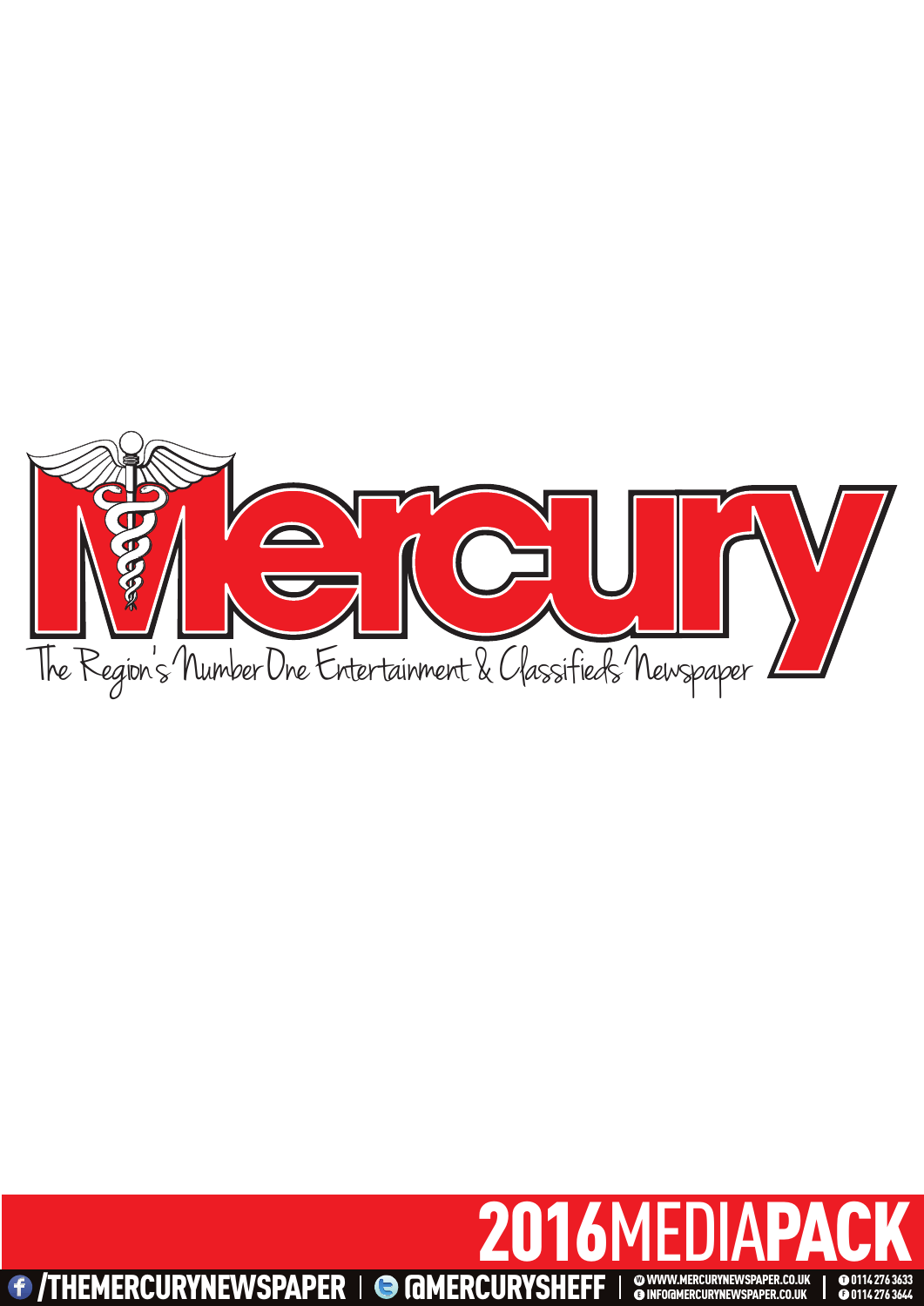# Mercury

The Region's Number One Entertainment & Classifieds Newspaper

## 2016 MEDIA PACK

/THEMERCURYNEWSPAPER | @MERCURYSHEFF | WWW.MERCURYNEWSPAPER.CO.UK | INFO@MERCURYNEWSPAPER.CO.UK | 0114 276 3633 | 0114 276 3644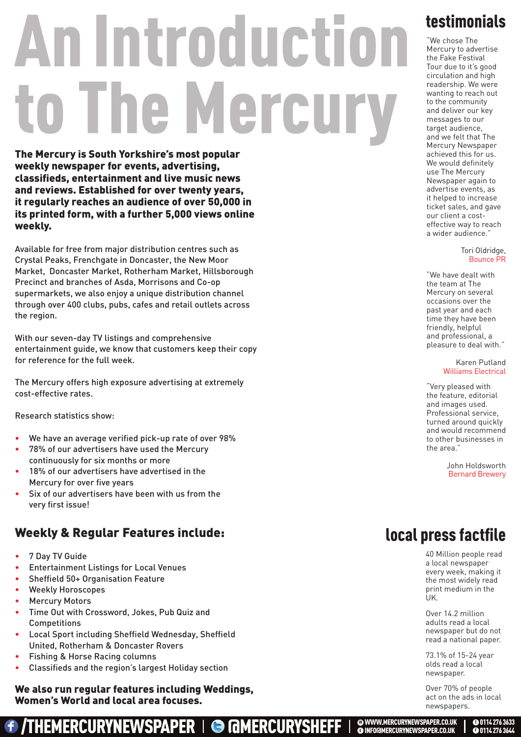# An Introduction to The Mercury

**The Mercury is South Yorkshire's most popular weekly newspaper for events, advertising, classifieds, entertainment and live music news and reviews. Established for over twenty years, it regularly reaches an audience of over 50,000 in its printed form, with a further 5,000 views online weekly.**

Available for free from major distribution centres such as Crystal Peaks, Frenchgate in Doncaster, the New Moor Market, Doncaster Market, Rotherham Market, Hillsborough Precinct and branches of Asda, Morrisons and Co-op supermarkets, we also enjoy a unique distribution channel through over 400 clubs, pubs, cafes and retail outlets across the region.

With our seven-day TV listings and comprehensive entertainment guide, we know that customers keep their copy for reference for the full week.

The Mercury offers high exposure advertising at extremely cost-effective rates.

Research statistics show:

- We have an average verified pick-up rate of over 98%
- 78% of our advertisers have used the Mercury continuously for six months or more
- 18% of our advertisers have advertised in the Mercury for over five years
- Six of our advertisers have been with us from the very first issue!

## Weekly & Regular Features include:

- 7 Day TV Guide
- Entertainment Listings for Local Venues
- Sheffield 50+ Organisation Feature
- Weekly Horoscopes
- Mercury Motors
- Time Out with Crossword, Jokes, Pub Quiz and Competitions
- Local Sport including Sheffield Wednesday, Sheffield United, Rotherham & Doncaster Rovers
- Fishing & Horse Racing columns
- Classifieds and the region's largest Holiday section

**We also run regular features including Weddings, Women's World and local area focuses.**

## testimonials

"We chose The Mercury to advertise the Fake Festival Tour due to it's good circulation and high readership. We were wanting to reach out to the community and deliver our key messages to our target audience, and we felt that The Mercury Newspaper achieved this for us. We would definitely use The Mercury Newspaper again to advertise events, as it helped to increase ticket sales, and gave our client a cost-effective way to reach a wider audience."

Tori Oldridge, Bounce PR

"We have dealt with the team at The Mercury on several occasions over the past year and each time they have been friendly, helpful and professional, a pleasure to deal with."

Karen Putland, Williams Electrical

"Very pleased with the feature, editorial and images used. Professional service, turned around quickly and would recommend to other businesses in the area."

John Holdsworth, Bernard Brewery

## local press factfile

40 Million people read a local newspaper every week, making it the most widely read print medium in the UK.

Over 14.2 million adults read a local newspaper but do not read a national paper.

73.1% of 15-24 year olds read a local newspaper.

Over 70% of people act on the ads in local newspapers.

/THEMERCURYNEWSPAPER | @MERCURYSHEFF | WWW.MERCURYNEWSPAPER.CO.UK | INFO@MERCURYNEWSPAPER.CO.UK | 0114 276 3633 | 0114 276 3644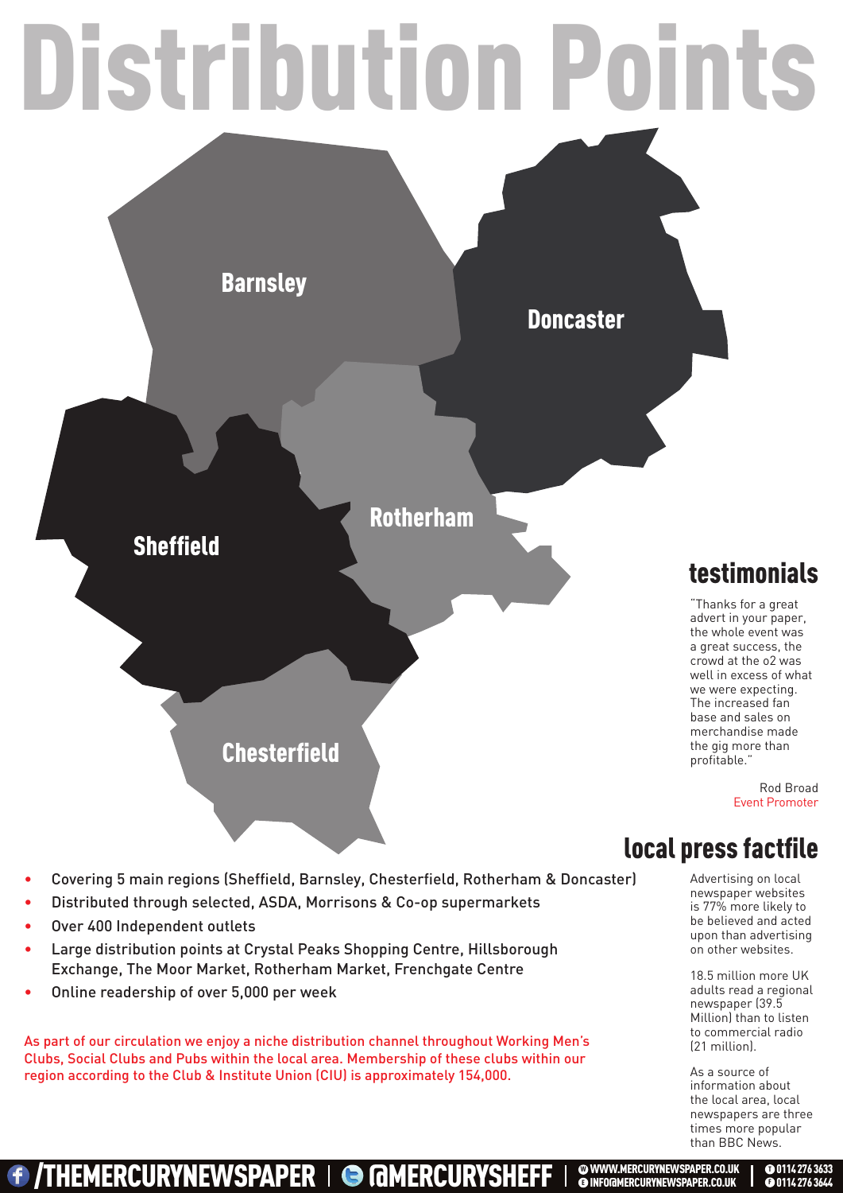# Distribution Points

Barnsley

Doncaster

Rotherham

Sheffield

Chesterfield

- Covering 5 main regions (Sheffield, Barnsley, Chesterfield, Rotherham & Doncaster)
- Distributed through selected, ASDA, Morrisons & Co-op supermarkets
- Over 400 Independent outlets
- Large distribution points at Crystal Peaks Shopping Centre, Hillsborough Exchange, The Moor Market, Rotherham Market, Frenchgate Centre
- Online readership of over 5,000 per week

As part of our circulation we enjoy a niche distribution channel throughout Working Men's Clubs, Social Clubs and Pubs within the local area. Membership of these clubs within our region according to the Club & Institute Union (CIU) is approximately 154,000.

## testimonials

"Thanks for a great advert in your paper, the whole event was a great success, the crowd at the o2 was well in excess of what we were expecting. The increased fan base and sales on merchandise made the gig more than profitable."

Rod Broad
Event Promoter

## local press factfile

Advertising on local newspaper websites is 77% more likely to be believed and acted upon than advertising on other websites.

18.5 million more UK adults read a regional newspaper (39.5 Million) than to listen to commercial radio (21 million).

As a source of information about the local area, local newspapers are three times more popular than BBC News.

/THEMERCURYNEWSPAPER | @MERCURYSHEFF | WWW.MERCURYNEWSPAPER.CO.UK | INFO@MERCURYNEWSPAPER.CO.UK | 0114 276 3633 | 0114 276 3644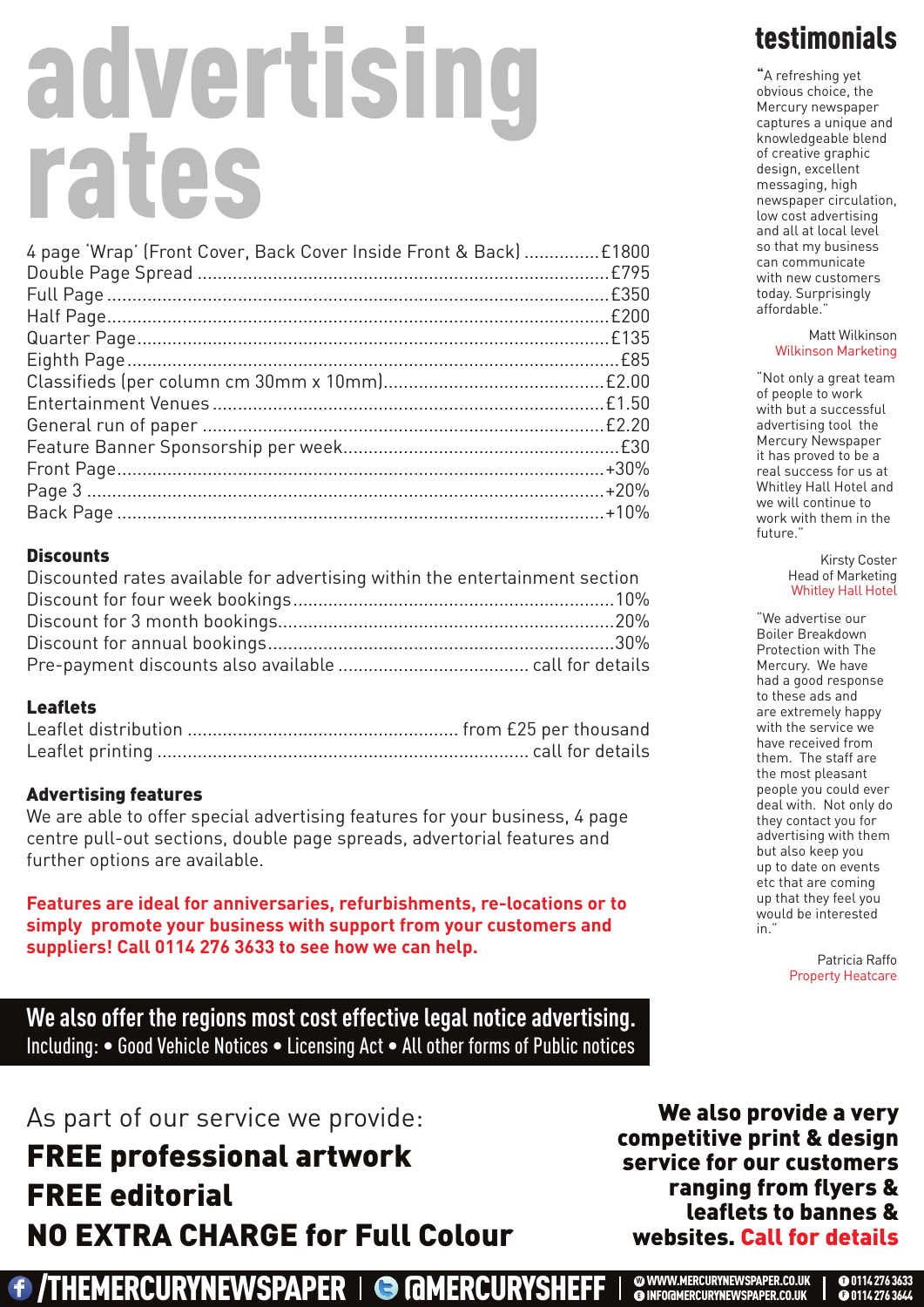# advertising rates

| Item | Price |
| --- | --- |
| 4 page 'Wrap' (Front Cover, Back Cover Inside Front & Back) | £1800 |
| Double Page Spread | £795 |
| Full Page | £350 |
| Half Page | £200 |
| Quarter Page | £135 |
| Eighth Page | £85 |
| Classifieds (per column cm 30mm x 10mm) | £2.00 |
| Entertainment Venues | £1.50 |
| General run of paper | £2.20 |
| Feature Banner Sponsorship per week | £30 |
| Front Page | +30% |
| Page 3 | +20% |
| Back Page | +10% |

### Discounts

Discounted rates available for advertising within the entertainment section

| Item | Discount |
| --- | --- |
| Discount for four week bookings | 10% |
| Discount for 3 month bookings | 20% |
| Discount for annual bookings | 30% |
| Pre-payment discounts also available | call for details |

### Leaflets

| Item | Price |
| --- | --- |
| Leaflet distribution | from £25 per thousand |
| Leaflet printing | call for details |

### Advertising features

We are able to offer special advertising features for your business, 4 page centre pull-out sections, double page spreads, advertorial features and further options are available.

**Features are ideal for anniversaries, refurbishments, re-locations or to simply promote your business with support from your customers and suppliers! Call 0114 276 3633 to see how we can help.**

**We also offer the regions most cost effective legal notice advertising.**
Including: • Good Vehicle Notices • Licensing Act • All other forms of Public notices

As part of our service we provide:

**FREE professional artwork**
**FREE editorial**
**NO EXTRA CHARGE for Full Colour**

**We also provide a very competitive print & design service for our customers ranging from flyers & leaflets to bannes & websites. Call for details**

## testimonials

"A refreshing yet obvious choice, the Mercury newspaper captures a unique and knowledgeable blend of creative graphic design, excellent messaging, high newspaper circulation, low cost advertising and all at local level so that my business can communicate with new customers today. Surprisingly affordable."

Matt Wilkinson
Wilkinson Marketing

"Not only a great team of people to work with but a successful advertising tool the Mercury Newspaper it has proved to be a real success for us at Whitley Hall Hotel and we will continue to work with them in the future."

Kirsty Coster
Head of Marketing
Whitley Hall Hotel

"We advertise our Boiler Breakdown Protection with The Mercury. We have had a good response to these ads and are extremely happy with the service we have received from them. The staff are the most pleasant people you could ever deal with. Not only do they contact you for advertising with them but also keep you up to date on events etc that are coming up that they feel you would be interested in."

Patricia Raffo
Property Heatcare

/THEMERCURYNEWSPAPER | @MERCURYSHEFF | WWW.MERCURYNEWSPAPER.CO.UK | INFO@MERCURYNEWSPAPER.CO.UK | 0114 276 3633 | 0114 276 3644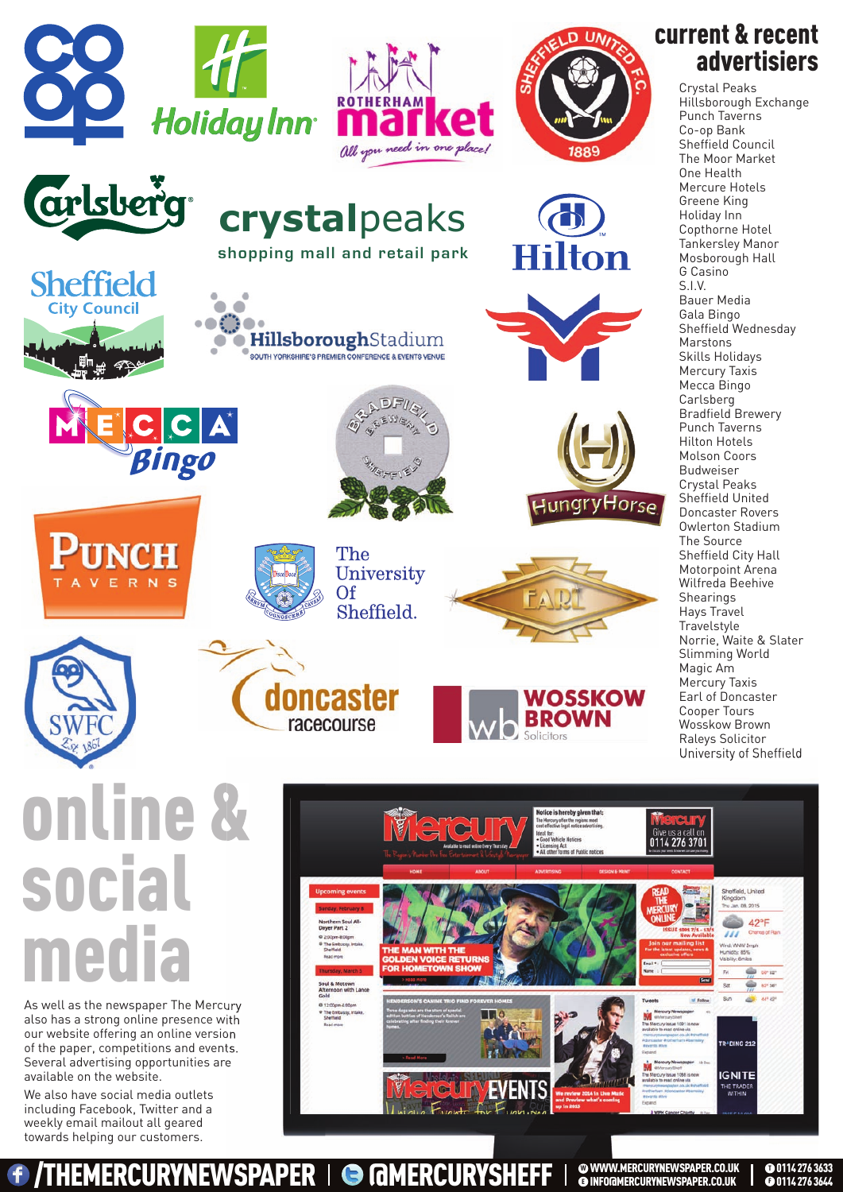## current & recent advertisiers

- Crystal Peaks
- Hillsborough Exchange
- Punch Taverns
- Co-op Bank
- Sheffield Council
- The Moor Market
- One Health
- Mercure Hotels
- Greene King
- Holiday Inn
- Copthorne Hotel
- Tankersley Manor
- Mosborough Hall
- G Casino
- S.I.V.
- Bauer Media
- Gala Bingo
- Sheffield Wednesday
- Marstons
- Skills Holidays
- Mercury Taxis
- Mecca Bingo
- Carlsberg
- Bradfield Brewery
- Punch Taverns
- Hilton Hotels
- Molson Coors
- Budweiser
- Crystal Peaks
- Sheffield United
- Doncaster Rovers
- Owlerton Stadium
- The Source
- Sheffield City Hall
- Motorpoint Arena
- Wilfreda Beehive
- Shearings
- Hays Travel
- Travelstyle
- Norrie, Waite & Slater
- Slimming World
- Magic Am
- Mercury Taxis
- Earl of Doncaster
- Cooper Tours
- Wosskow Brown
- Raleys Solicitor
- University of Sheffield

# online & social media

As well as the newspaper The Mercury also has a strong online presence with our website offering an online version of the paper, competitions and events. Several advertising opportunities are available on the website.

We also have social media outlets including Facebook, Twitter and a weekly email mailout all geared towards helping our customers.

/THEMERCURYNEWSPAPER | @MERCURYSHEFF | WWW.MERCURYNEWSPAPER.CO.UK | INFO@MERCURYNEWSPAPER.CO.UK | 0114 276 3633 | 0114 276 3644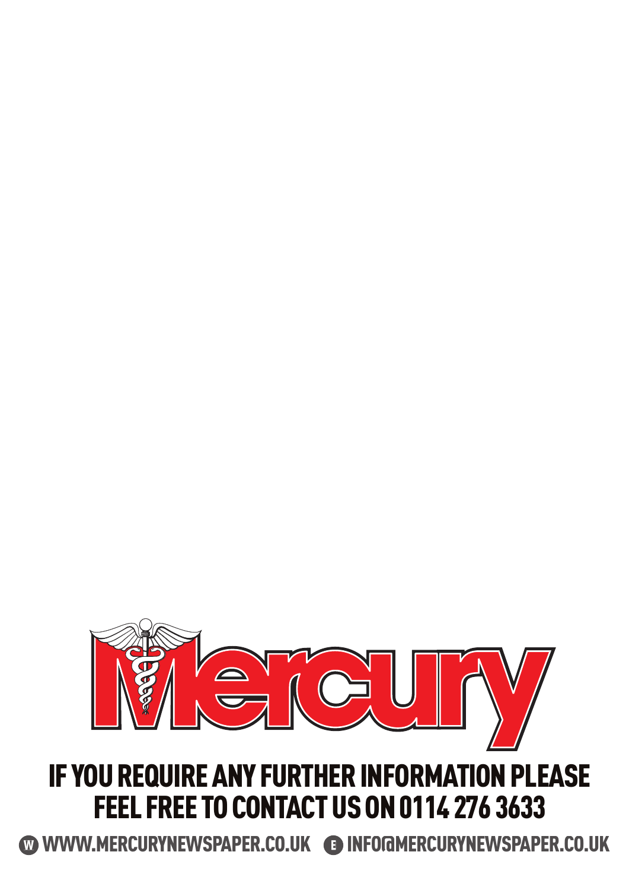Mercury

**IF YOU REQUIRE ANY FURTHER INFORMATION PLEASE FEEL FREE TO CONTACT US ON 0114 276 3633**

W WWW.MERCURYNEWSPAPER.CO.UK   E INFO@MERCURYNEWSPAPER.CO.UK